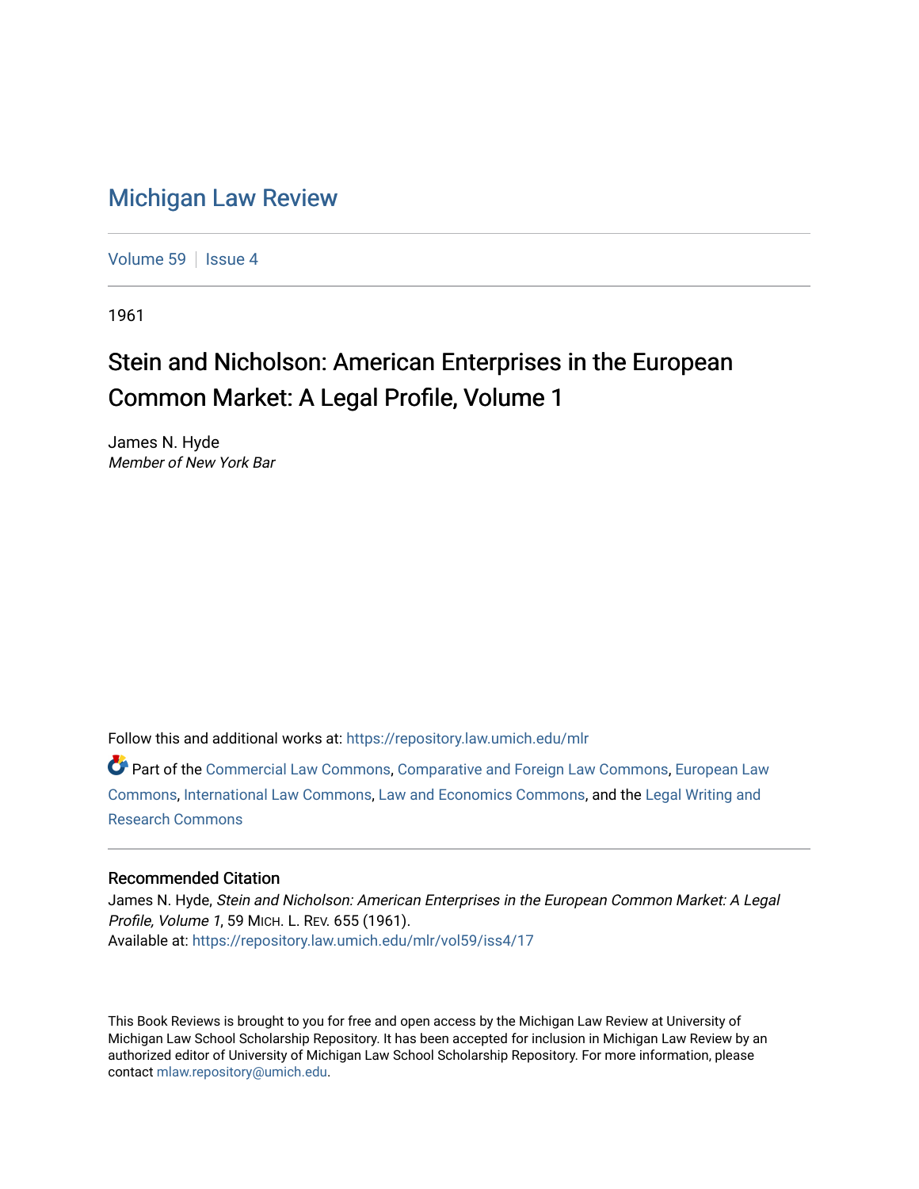# Michigan Law Review

Volume 59 | Issue 4

1961

## Stein and Nicholson: American Enterprises in the European Common Market: A Legal Profile, Volume 1

James N. Hyde
*Member of New York Bar*

Follow this and additional works at: https://repository.law.umich.edu/mlr

Part of the Commercial Law Commons, Comparative and Foreign Law Commons, European Law Commons, International Law Commons, Law and Economics Commons, and the Legal Writing and Research Commons

### Recommended Citation

James N. Hyde, *Stein and Nicholson: American Enterprises in the European Common Market: A Legal Profile, Volume 1*, 59 MICH. L. REV. 655 (1961).
Available at: https://repository.law.umich.edu/mlr/vol59/iss4/17

This Book Reviews is brought to you for free and open access by the Michigan Law Review at University of Michigan Law School Scholarship Repository. It has been accepted for inclusion in Michigan Law Review by an authorized editor of University of Michigan Law School Scholarship Repository. For more information, please contact mlaw.repository@umich.edu.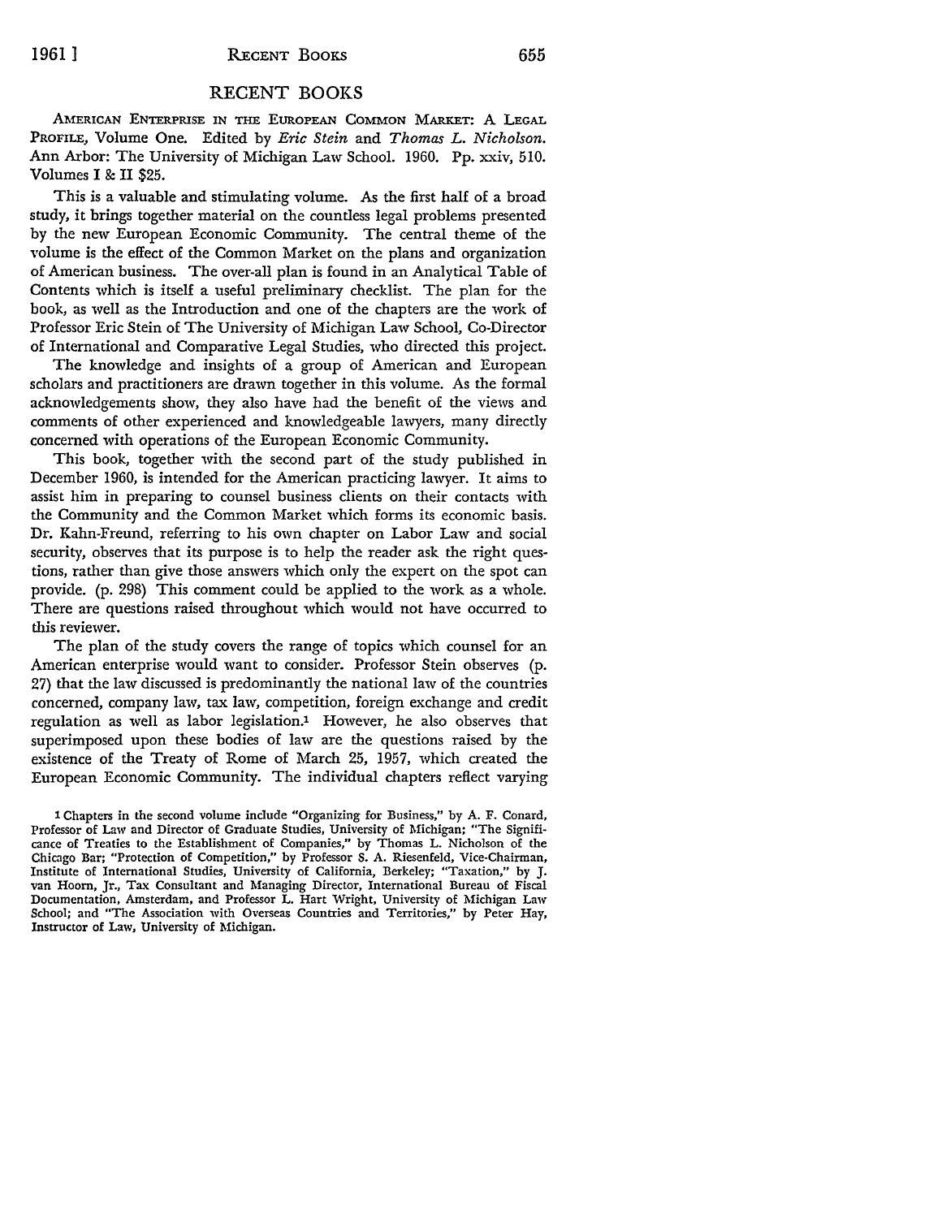## RECENT BOOKS

AMERICAN ENTERPRISE IN THE EUROPEAN COMMON MARKET: A LEGAL PROFILE, Volume One. Edited by *Eric Stein* and *Thomas L. Nicholson*. Ann Arbor: The University of Michigan Law School. 1960. Pp. xxiv, 510. Volumes I & II $25.

This is a valuable and stimulating volume. As the first half of a broad study, it brings together material on the countless legal problems presented by the new European Economic Community. The central theme of the volume is the effect of the Common Market on the plans and organization of American business. The over-all plan is found in an Analytical Table of Contents which is itself a useful preliminary checklist. The plan for the book, as well as the Introduction and one of the chapters are the work of Professor Eric Stein of The University of Michigan Law School, Co-Director of International and Comparative Legal Studies, who directed this project.

The knowledge and insights of a group of American and European scholars and practitioners are drawn together in this volume. As the formal acknowledgements show, they also have had the benefit of the views and comments of other experienced and knowledgeable lawyers, many directly concerned with operations of the European Economic Community.

This book, together with the second part of the study published in December 1960, is intended for the American practicing lawyer. It aims to assist him in preparing to counsel business clients on their contacts with the Community and the Common Market which forms its economic basis. Dr. Kahn-Freund, referring to his own chapter on Labor Law and social security, observes that its purpose is to help the reader ask the right questions, rather than give those answers which only the expert on the spot can provide. (p. 298) This comment could be applied to the work as a whole. There are questions raised throughout which would not have occurred to this reviewer.

The plan of the study covers the range of topics which counsel for an American enterprise would want to consider. Professor Stein observes (p. 27) that the law discussed is predominantly the national law of the countries concerned, company law, tax law, competition, foreign exchange and credit regulation as well as labor legislation.[1] However, he also observes that superimposed upon these bodies of law are the questions raised by the existence of the Treaty of Rome of March 25, 1957, which created the European Economic Community. The individual chapters reflect varying

[1] Chapters in the second volume include "Organizing for Business," by A. F. Conard, Professor of Law and Director of Graduate Studies, University of Michigan; "The Significance of Treaties to the Establishment of Companies," by Thomas L. Nicholson of the Chicago Bar; "Protection of Competition," by Professor S. A. Riesenfeld, Vice-Chairman, Institute of International Studies, University of California, Berkeley; "Taxation," by J. van Hoorn, Jr., Tax Consultant and Managing Director, International Bureau of Fiscal Documentation, Amsterdam, and Professor L. Hart Wright, University of Michigan Law School; and "The Association with Overseas Countries and Territories," by Peter Hay, Instructor of Law, University of Michigan.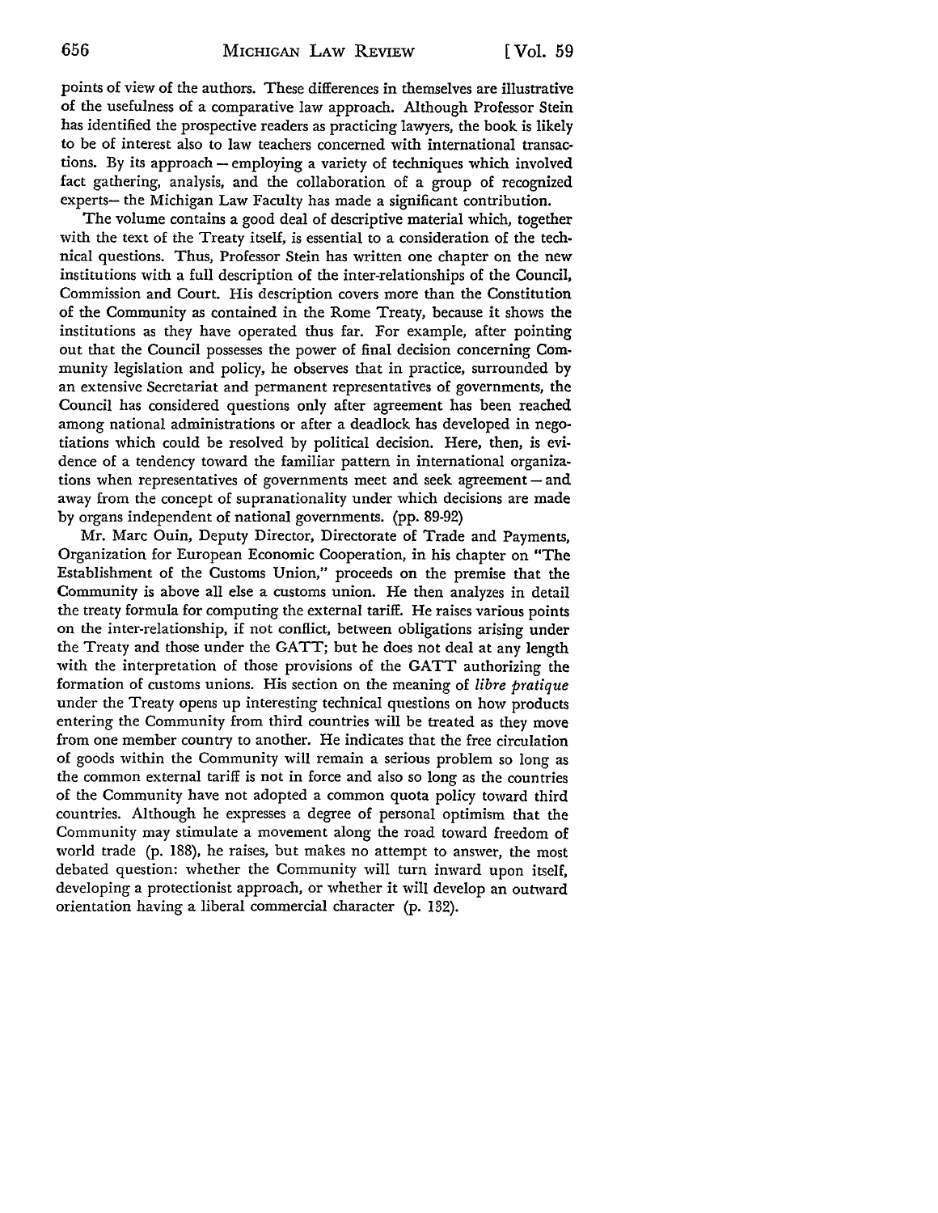points of view of the authors. These differences in themselves are illustrative of the usefulness of a comparative law approach. Although Professor Stein has identified the prospective readers as practicing lawyers, the book is likely to be of interest also to law teachers concerned with international transactions. By its approach – employing a variety of techniques which involved fact gathering, analysis, and the collaboration of a group of recognized experts– the Michigan Law Faculty has made a significant contribution.

The volume contains a good deal of descriptive material which, together with the text of the Treaty itself, is essential to a consideration of the technical questions. Thus, Professor Stein has written one chapter on the new institutions with a full description of the inter-relationships of the Council, Commission and Court. His description covers more than the Constitution of the Community as contained in the Rome Treaty, because it shows the institutions as they have operated thus far. For example, after pointing out that the Council possesses the power of final decision concerning Community legislation and policy, he observes that in practice, surrounded by an extensive Secretariat and permanent representatives of governments, the Council has considered questions only after agreement has been reached among national administrations or after a deadlock has developed in negotiations which could be resolved by political decision. Here, then, is evidence of a tendency toward the familiar pattern in international organizations when representatives of governments meet and seek agreement – and away from the concept of supranationality under which decisions are made by organs independent of national governments. (pp. 89-92)

Mr. Marc Ouin, Deputy Director, Directorate of Trade and Payments, Organization for European Economic Cooperation, in his chapter on "The Establishment of the Customs Union," proceeds on the premise that the Community is above all else a customs union. He then analyzes in detail the treaty formula for computing the external tariff. He raises various points on the inter-relationship, if not conflict, between obligations arising under the Treaty and those under the GATT; but he does not deal at any length with the interpretation of those provisions of the GATT authorizing the formation of customs unions. His section on the meaning of *libre pratique* under the Treaty opens up interesting technical questions on how products entering the Community from third countries will be treated as they move from one member country to another. He indicates that the free circulation of goods within the Community will remain a serious problem so long as the common external tariff is not in force and also so long as the countries of the Community have not adopted a common quota policy toward third countries. Although he expresses a degree of personal optimism that the Community may stimulate a movement along the road toward freedom of world trade (p. 188), he raises, but makes no attempt to answer, the most debated question: whether the Community will turn inward upon itself, developing a protectionist approach, or whether it will develop an outward orientation having a liberal commercial character (p. 132).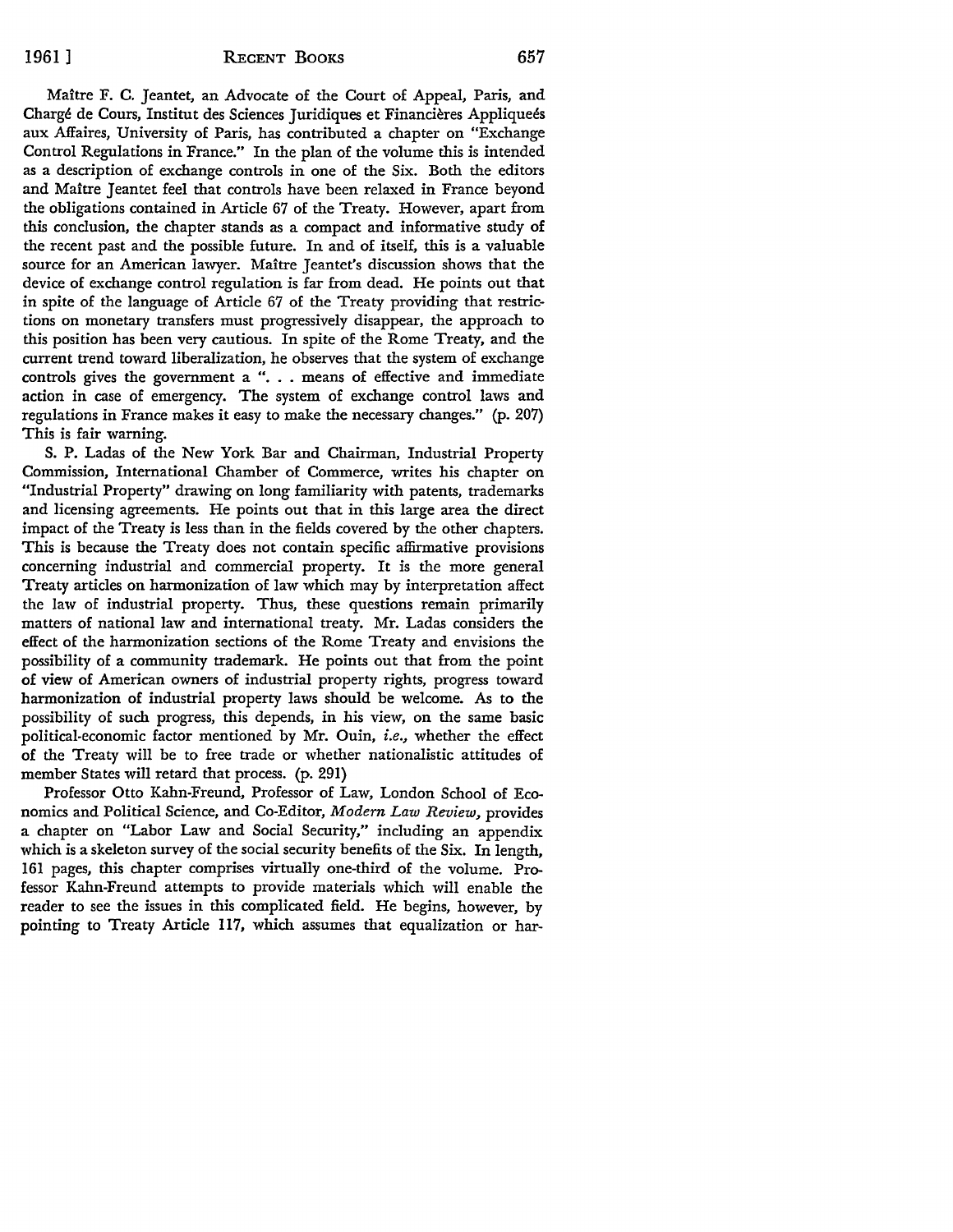Maître F. C. Jeantet, an Advocate of the Court of Appeal, Paris, and Chargé de Cours, Institut des Sciences Juridiques et Financières Appliqueés aux Affaires, University of Paris, has contributed a chapter on "Exchange Control Regulations in France." In the plan of the volume this is intended as a description of exchange controls in one of the Six. Both the editors and Maître Jeantet feel that controls have been relaxed in France beyond the obligations contained in Article 67 of the Treaty. However, apart from this conclusion, the chapter stands as a compact and informative study of the recent past and the possible future. In and of itself, this is a valuable source for an American lawyer. Maître Jeantet's discussion shows that the device of exchange control regulation is far from dead. He points out that in spite of the language of Article 67 of the Treaty providing that restrictions on monetary transfers must progressively disappear, the approach to this position has been very cautious. In spite of the Rome Treaty, and the current trend toward liberalization, he observes that the system of exchange controls gives the government a ". . . means of effective and immediate action in case of emergency. The system of exchange control laws and regulations in France makes it easy to make the necessary changes." (p. 207) This is fair warning.

S. P. Ladas of the New York Bar and Chairman, Industrial Property Commission, International Chamber of Commerce, writes his chapter on "Industrial Property" drawing on long familiarity with patents, trademarks and licensing agreements. He points out that in this large area the direct impact of the Treaty is less than in the fields covered by the other chapters. This is because the Treaty does not contain specific affirmative provisions concerning industrial and commercial property. It is the more general Treaty articles on harmonization of law which may by interpretation affect the law of industrial property. Thus, these questions remain primarily matters of national law and international treaty. Mr. Ladas considers the effect of the harmonization sections of the Rome Treaty and envisions the possibility of a community trademark. He points out that from the point of view of American owners of industrial property rights, progress toward harmonization of industrial property laws should be welcome. As to the possibility of such progress, this depends, in his view, on the same basic political-economic factor mentioned by Mr. Ouin, *i.e.,* whether the effect of the Treaty will be to free trade or whether nationalistic attitudes of member States will retard that process. (p. 291)

Professor Otto Kahn-Freund, Professor of Law, London School of Economics and Political Science, and Co-Editor, *Modern Law Review,* provides a chapter on "Labor Law and Social Security," including an appendix which is a skeleton survey of the social security benefits of the Six. In length, 161 pages, this chapter comprises virtually one-third of the volume. Professor Kahn-Freund attempts to provide materials which will enable the reader to see the issues in this complicated field. He begins, however, by pointing to Treaty Article 117, which assumes that equalization or har-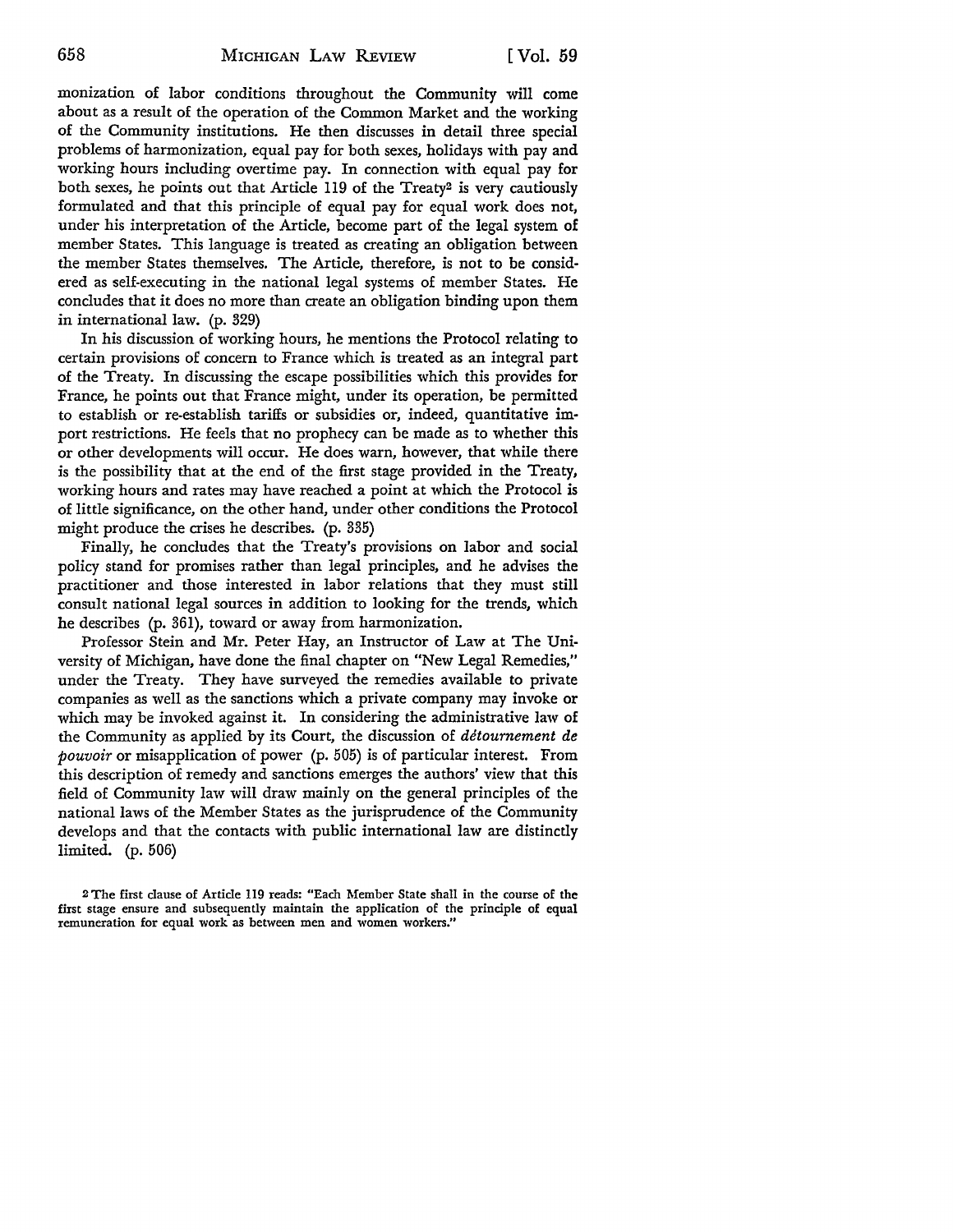monization of labor conditions throughout the Community will come about as a result of the operation of the Common Market and the working of the Community institutions. He then discusses in detail three special problems of harmonization, equal pay for both sexes, holidays with pay and working hours including overtime pay. In connection with equal pay for both sexes, he points out that Article 119 of the Treaty[2] is very cautiously formulated and that this principle of equal pay for equal work does not, under his interpretation of the Article, become part of the legal system of member States. This language is treated as creating an obligation between the member States themselves. The Article, therefore, is not to be considered as self-executing in the national legal systems of member States. He concludes that it does no more than create an obligation binding upon them in international law. (p. 329)

In his discussion of working hours, he mentions the Protocol relating to certain provisions of concern to France which is treated as an integral part of the Treaty. In discussing the escape possibilities which this provides for France, he points out that France might, under its operation, be permitted to establish or re-establish tariffs or subsidies or, indeed, quantitative import restrictions. He feels that no prophecy can be made as to whether this or other developments will occur. He does warn, however, that while there is the possibility that at the end of the first stage provided in the Treaty, working hours and rates may have reached a point at which the Protocol is of little significance, on the other hand, under other conditions the Protocol might produce the crises he describes. (p. 335)

Finally, he concludes that the Treaty's provisions on labor and social policy stand for promises rather than legal principles, and he advises the practitioner and those interested in labor relations that they must still consult national legal sources in addition to looking for the trends, which he describes (p. 361), toward or away from harmonization.

Professor Stein and Mr. Peter Hay, an Instructor of Law at The University of Michigan, have done the final chapter on "New Legal Remedies," under the Treaty. They have surveyed the remedies available to private companies as well as the sanctions which a private company may invoke or which may be invoked against it. In considering the administrative law of the Community as applied by its Court, the discussion of *détournement de pouvoir* or misapplication of power (p. 505) is of particular interest. From this description of remedy and sanctions emerges the authors' view that this field of Community law will draw mainly on the general principles of the national laws of the Member States as the jurisprudence of the Community develops and that the contacts with public international law are distinctly limited. (p. 506)

[2] The first clause of Article 119 reads: "Each Member State shall in the course of the first stage ensure and subsequently maintain the application of the principle of equal remuneration for equal work as between men and women workers."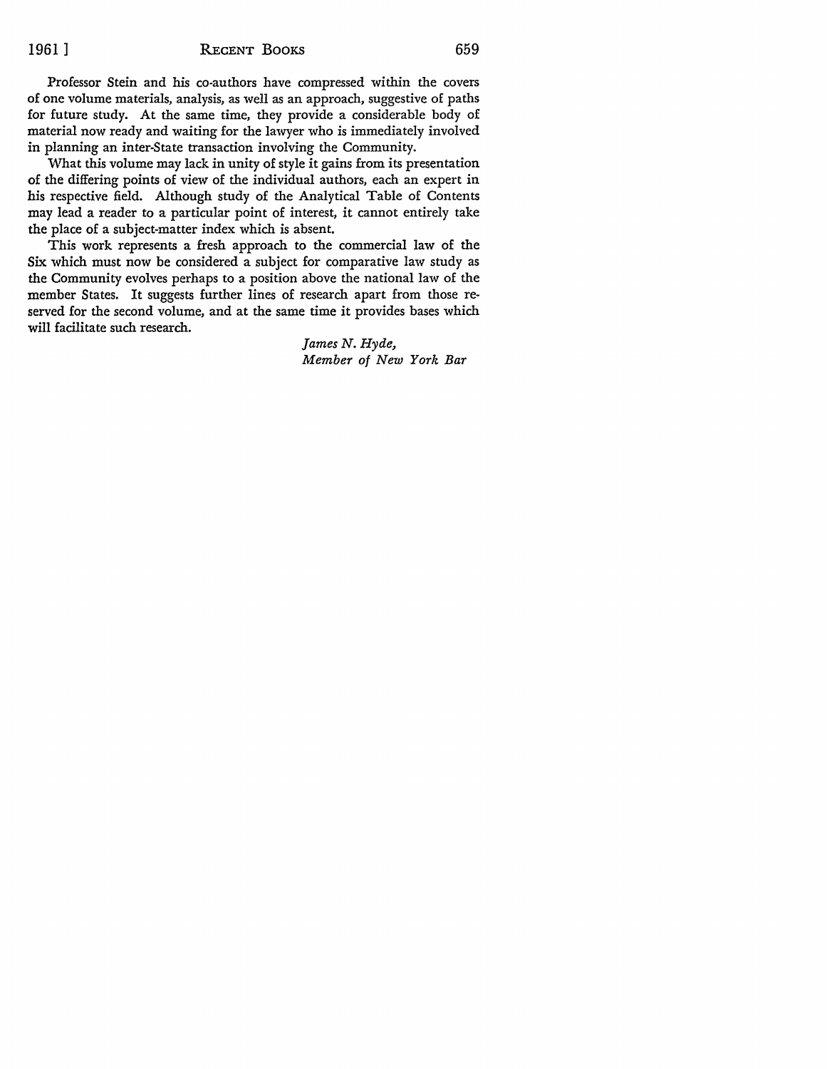Professor Stein and his co-authors have compressed within the covers of one volume materials, analysis, as well as an approach, suggestive of paths for future study. At the same time, they provide a considerable body of material now ready and waiting for the lawyer who is immediately involved in planning an inter-State transaction involving the Community.

What this volume may lack in unity of style it gains from its presentation of the differing points of view of the individual authors, each an expert in his respective field. Although study of the Analytical Table of Contents may lead a reader to a particular point of interest, it cannot entirely take the place of a subject-matter index which is absent.

This work represents a fresh approach to the commercial law of the Six which must now be considered a subject for comparative law study as the Community evolves perhaps to a position above the national law of the member States. It suggests further lines of research apart from those reserved for the second volume, and at the same time it provides bases which will facilitate such research.

*James N. Hyde,*
*Member of New York Bar*